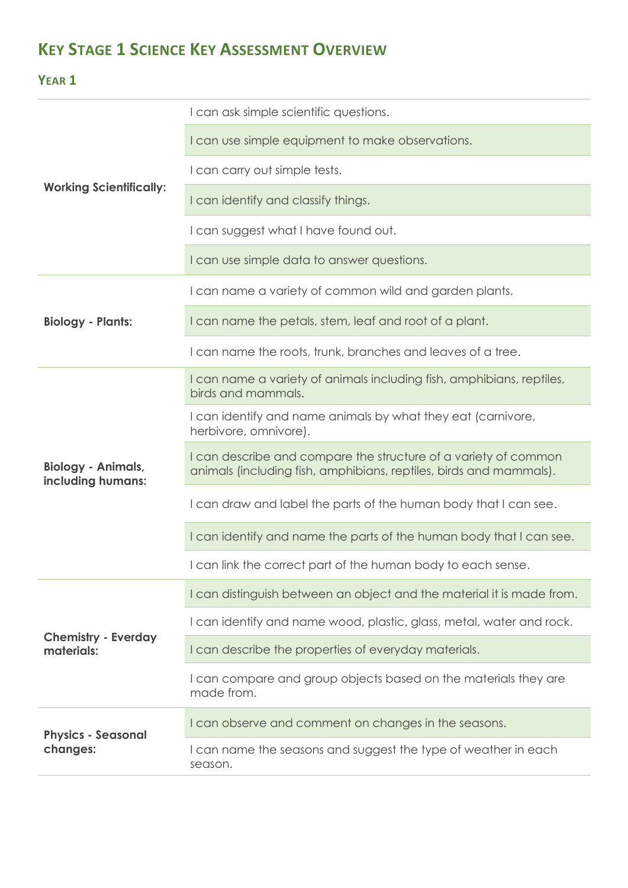# Key Stage 1 Science Key Assessment Overview

## Year 1

| | |
|---|---|
| **Working Scientifically:** | I can ask simple scientific questions. |
| | I can use simple equipment to make observations. |
| | I can carry out simple tests. |
| | I can identify and classify things. |
| | I can suggest what I have found out. |
| | I can use simple data to answer questions. |
| **Biology - Plants:** | I can name a variety of common wild and garden plants. |
| | I can name the petals, stem, leaf and root of a plant. |
| | I can name the roots, trunk, branches and leaves of a tree. |
| **Biology - Animals, including humans:** | I can name a variety of animals including fish, amphibians, reptiles, birds and mammals. |
| | I can identify and name animals by what they eat (carnivore, herbivore, omnivore). |
| | I can describe and compare the structure of a variety of common animals (including fish, amphibians, reptiles, birds and mammals). |
| | I can draw and label the parts of the human body that I can see. |
| | I can identify and name the parts of the human body that I can see. |
| | I can link the correct part of the human body to each sense. |
| **Chemistry - Everday materials:** | I can distinguish between an object and the material it is made from. |
| | I can identify and name wood, plastic, glass, metal, water and rock. |
| | I can describe the properties of everyday materials. |
| | I can compare and group objects based on the materials they are made from. |
| **Physics - Seasonal changes:** | I can observe and comment on changes in the seasons. |
| | I can name the seasons and suggest the type of weather in each season. |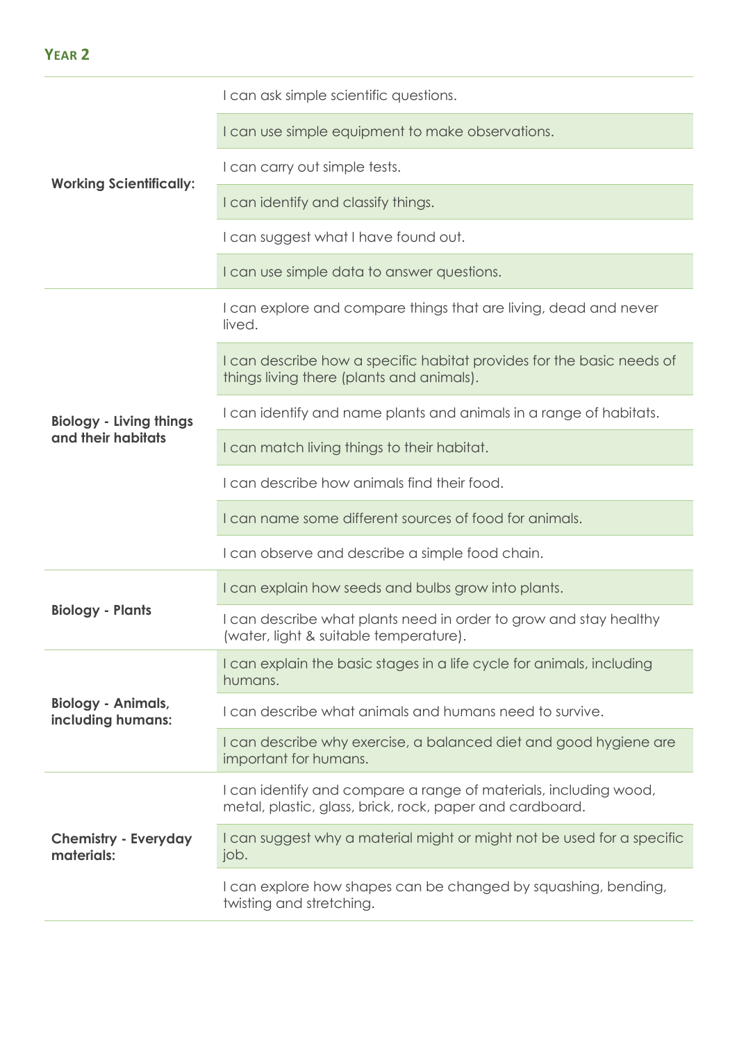## Year 2

| | |
|---|---|
| **Working Scientifically:** | I can ask simple scientific questions. |
| | I can use simple equipment to make observations. |
| | I can carry out simple tests. |
| | I can identify and classify things. |
| | I can suggest what I have found out. |
| | I can use simple data to answer questions. |
| **Biology - Living things and their habitats** | I can explore and compare things that are living, dead and never lived. |
| | I can describe how a specific habitat provides for the basic needs of things living there (plants and animals). |
| | I can identify and name plants and animals in a range of habitats. |
| | I can match living things to their habitat. |
| | I can describe how animals find their food. |
| | I can name some different sources of food for animals. |
| | I can observe and describe a simple food chain. |
| **Biology - Plants** | I can explain how seeds and bulbs grow into plants. |
| | I can describe what plants need in order to grow and stay healthy (water, light & suitable temperature). |
| **Biology - Animals, including humans:** | I can explain the basic stages in a life cycle for animals, including humans. |
| | I can describe what animals and humans need to survive. |
| | I can describe why exercise, a balanced diet and good hygiene are important for humans. |
| **Chemistry - Everyday materials:** | I can identify and compare a range of materials, including wood, metal, plastic, glass, brick, rock, paper and cardboard. |
| | I can suggest why a material might or might not be used for a specific job. |
| | I can explore how shapes can be changed by squashing, bending, twisting and stretching. |